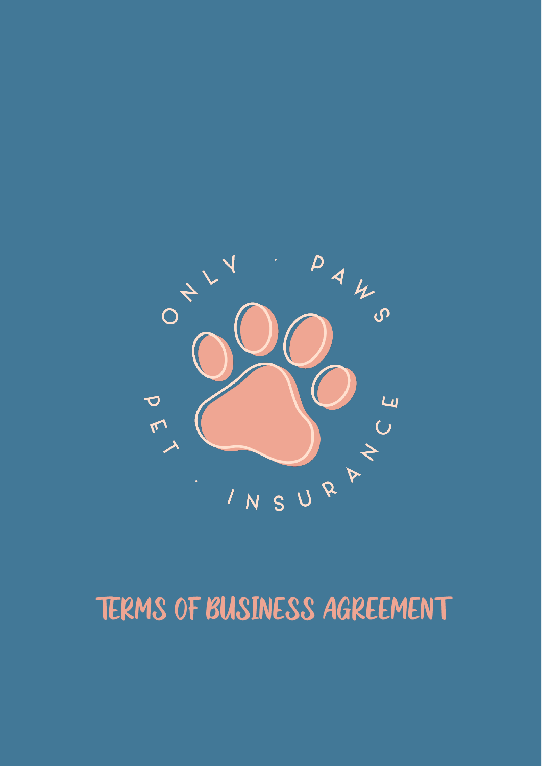ONLY · PAWS

PET · INSURANCE

# TERMS OF BUSINESS AGREEMENT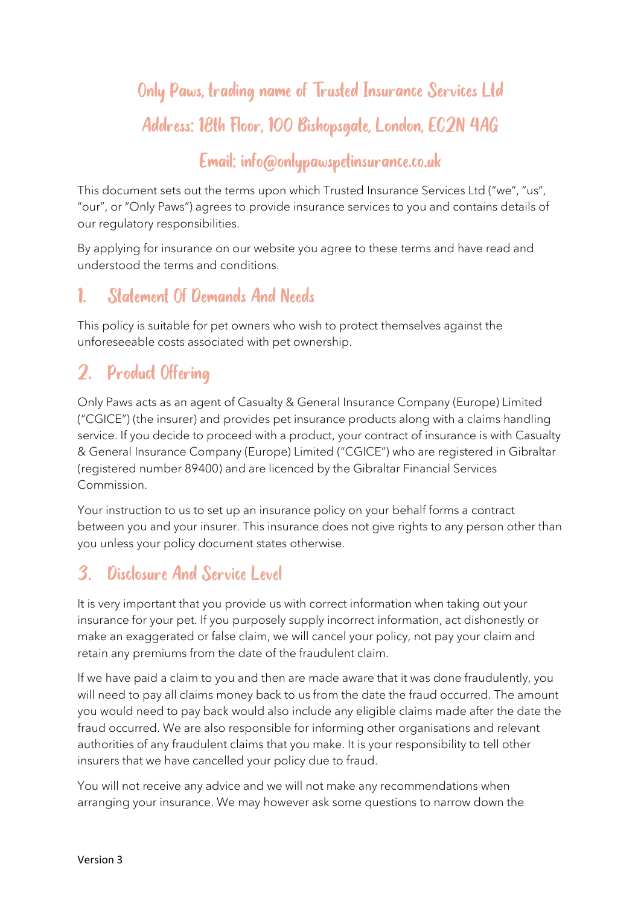# Only Paws, trading name of Trusted Insurance Services Ltd

# Address: 18th Floor, 100 Bishopsgate, London, EC2N 4AG

# Email: info@onlypawspetinsurance.co.uk

This document sets out the terms upon which Trusted Insurance Services Ltd ("we", "us", "our", or "Only Paws") agrees to provide insurance services to you and contains details of our regulatory responsibilities.

By applying for insurance on our website you agree to these terms and have read and understood the terms and conditions.

## 1. Statement Of Demands And Needs

This policy is suitable for pet owners who wish to protect themselves against the unforeseeable costs associated with pet ownership.

## 2. Product Offering

Only Paws acts as an agent of Casualty & General Insurance Company (Europe) Limited ("CGICE") (the insurer) and provides pet insurance products along with a claims handling service. If you decide to proceed with a product, your contract of insurance is with Casualty & General Insurance Company (Europe) Limited ("CGICE") who are registered in Gibraltar (registered number 89400) and are licenced by the Gibraltar Financial Services Commission.

Your instruction to us to set up an insurance policy on your behalf forms a contract between you and your insurer. This insurance does not give rights to any person other than you unless your policy document states otherwise.

## 3. Disclosure And Service Level

It is very important that you provide us with correct information when taking out your insurance for your pet. If you purposely supply incorrect information, act dishonestly or make an exaggerated or false claim, we will cancel your policy, not pay your claim and retain any premiums from the date of the fraudulent claim.

If we have paid a claim to you and then are made aware that it was done fraudulently, you will need to pay all claims money back to us from the date the fraud occurred. The amount you would need to pay back would also include any eligible claims made after the date the fraud occurred. We are also responsible for informing other organisations and relevant authorities of any fraudulent claims that you make. It is your responsibility to tell other insurers that we have cancelled your policy due to fraud.

You will not receive any advice and we will not make any recommendations when arranging your insurance. We may however ask some questions to narrow down the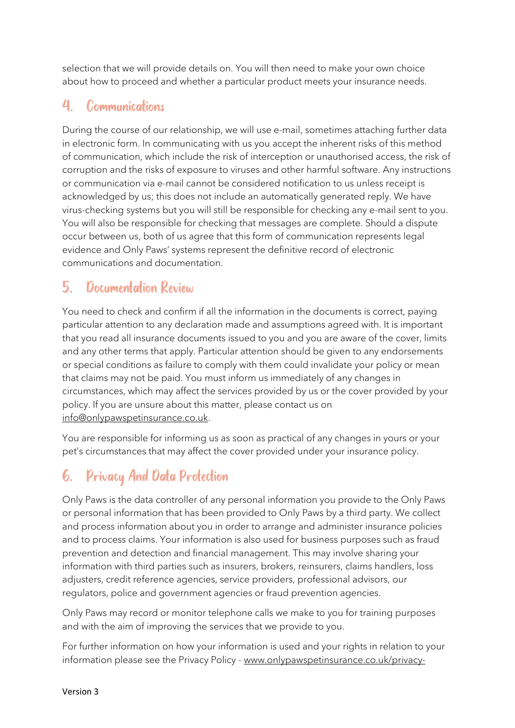selection that we will provide details on. You will then need to make your own choice about how to proceed and whether a particular product meets your insurance needs.

## 4. Communications

During the course of our relationship, we will use e-mail, sometimes attaching further data in electronic form. In communicating with us you accept the inherent risks of this method of communication, which include the risk of interception or unauthorised access, the risk of corruption and the risks of exposure to viruses and other harmful software. Any instructions or communication via e-mail cannot be considered notification to us unless receipt is acknowledged by us; this does not include an automatically generated reply. We have virus-checking systems but you will still be responsible for checking any e-mail sent to you. You will also be responsible for checking that messages are complete. Should a dispute occur between us, both of us agree that this form of communication represents legal evidence and Only Paws' systems represent the definitive record of electronic communications and documentation.

## 5. Documentation Review

You need to check and confirm if all the information in the documents is correct, paying particular attention to any declaration made and assumptions agreed with. It is important that you read all insurance documents issued to you and you are aware of the cover, limits and any other terms that apply. Particular attention should be given to any endorsements or special conditions as failure to comply with them could invalidate your policy or mean that claims may not be paid. You must inform us immediately of any changes in circumstances, which may affect the services provided by us or the cover provided by your policy. If you are unsure about this matter, please contact us on info@onlypawspetinsurance.co.uk.

You are responsible for informing us as soon as practical of any changes in yours or your pet's circumstances that may affect the cover provided under your insurance policy.

## 6. Privacy And Data Protection

Only Paws is the data controller of any personal information you provide to the Only Paws or personal information that has been provided to Only Paws by a third party. We collect and process information about you in order to arrange and administer insurance policies and to process claims. Your information is also used for business purposes such as fraud prevention and detection and financial management. This may involve sharing your information with third parties such as insurers, brokers, reinsurers, claims handlers, loss adjusters, credit reference agencies, service providers, professional advisors, our regulators, police and government agencies or fraud prevention agencies.

Only Paws may record or monitor telephone calls we make to you for training purposes and with the aim of improving the services that we provide to you.

For further information on how your information is used and your rights in relation to your information please see the Privacy Policy - www.onlypawspetinsurance.co.uk/privacy-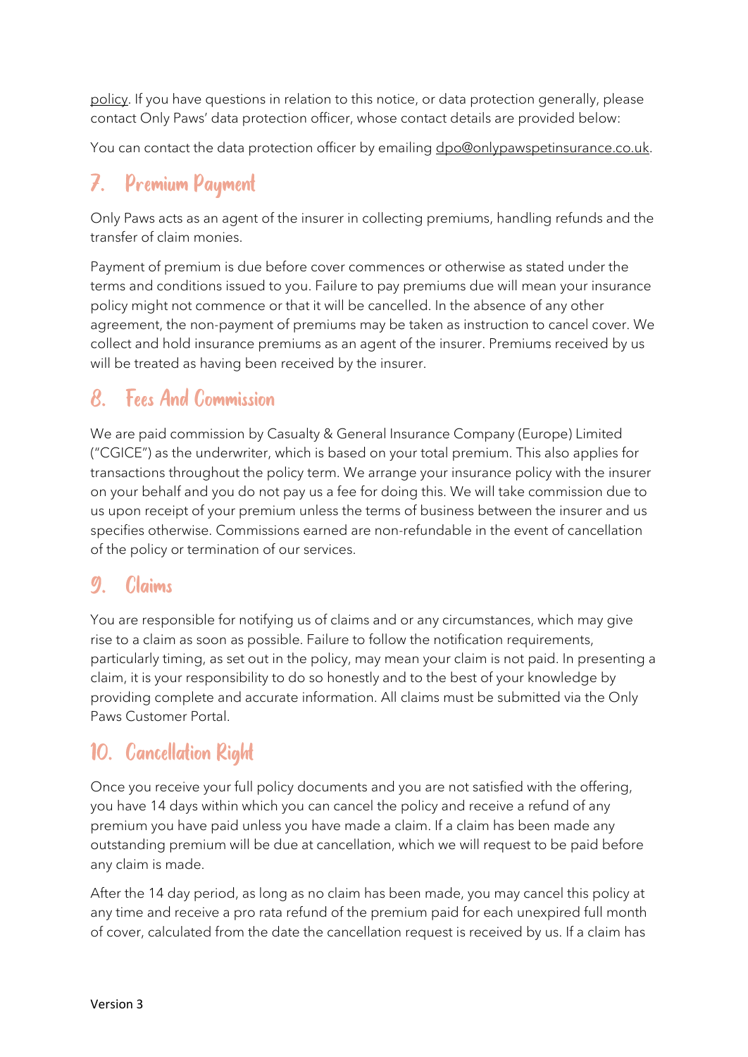policy. If you have questions in relation to this notice, or data protection generally, please contact Only Paws' data protection officer, whose contact details are provided below:

You can contact the data protection officer by emailing dpo@onlypawspetinsurance.co.uk.

## 7. Premium Payment

Only Paws acts as an agent of the insurer in collecting premiums, handling refunds and the transfer of claim monies.

Payment of premium is due before cover commences or otherwise as stated under the terms and conditions issued to you. Failure to pay premiums due will mean your insurance policy might not commence or that it will be cancelled. In the absence of any other agreement, the non-payment of premiums may be taken as instruction to cancel cover. We collect and hold insurance premiums as an agent of the insurer. Premiums received by us will be treated as having been received by the insurer.

## 8. Fees And Commission

We are paid commission by Casualty & General Insurance Company (Europe) Limited ("CGICE") as the underwriter, which is based on your total premium. This also applies for transactions throughout the policy term. We arrange your insurance policy with the insurer on your behalf and you do not pay us a fee for doing this. We will take commission due to us upon receipt of your premium unless the terms of business between the insurer and us specifies otherwise. Commissions earned are non-refundable in the event of cancellation of the policy or termination of our services.

## 9. Claims

You are responsible for notifying us of claims and or any circumstances, which may give rise to a claim as soon as possible. Failure to follow the notification requirements, particularly timing, as set out in the policy, may mean your claim is not paid. In presenting a claim, it is your responsibility to do so honestly and to the best of your knowledge by providing complete and accurate information. All claims must be submitted via the Only Paws Customer Portal.

## 10. Cancellation Right

Once you receive your full policy documents and you are not satisfied with the offering, you have 14 days within which you can cancel the policy and receive a refund of any premium you have paid unless you have made a claim. If a claim has been made any outstanding premium will be due at cancellation, which we will request to be paid before any claim is made.

After the 14 day period, as long as no claim has been made, you may cancel this policy at any time and receive a pro rata refund of the premium paid for each unexpired full month of cover, calculated from the date the cancellation request is received by us. If a claim has

Version 3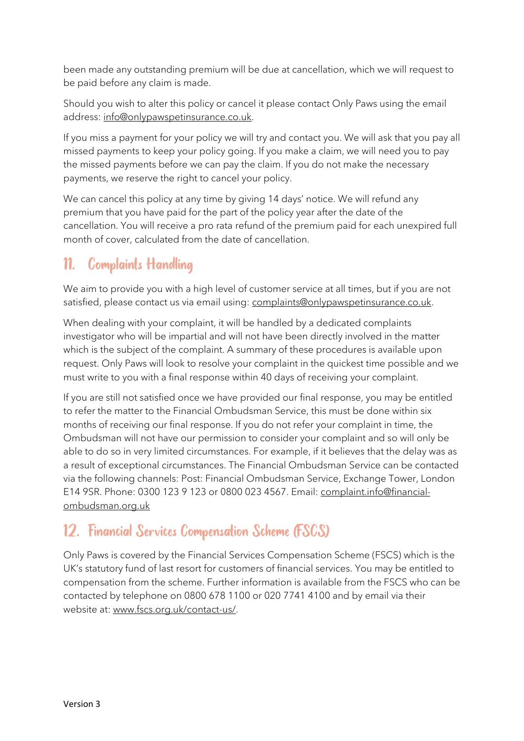been made any outstanding premium will be due at cancellation, which we will request to be paid before any claim is made.

Should you wish to alter this policy or cancel it please contact Only Paws using the email address: info@onlypawspetinsurance.co.uk.

If you miss a payment for your policy we will try and contact you. We will ask that you pay all missed payments to keep your policy going. If you make a claim, we will need you to pay the missed payments before we can pay the claim. If you do not make the necessary payments, we reserve the right to cancel your policy.

We can cancel this policy at any time by giving 14 days' notice. We will refund any premium that you have paid for the part of the policy year after the date of the cancellation. You will receive a pro rata refund of the premium paid for each unexpired full month of cover, calculated from the date of cancellation.

## 11. Complaints Handling

We aim to provide you with a high level of customer service at all times, but if you are not satisfied, please contact us via email using: complaints@onlypawspetinsurance.co.uk.

When dealing with your complaint, it will be handled by a dedicated complaints investigator who will be impartial and will not have been directly involved in the matter which is the subject of the complaint. A summary of these procedures is available upon request. Only Paws will look to resolve your complaint in the quickest time possible and we must write to you with a final response within 40 days of receiving your complaint.

If you are still not satisfied once we have provided our final response, you may be entitled to refer the matter to the Financial Ombudsman Service, this must be done within six months of receiving our final response. If you do not refer your complaint in time, the Ombudsman will not have our permission to consider your complaint and so will only be able to do so in very limited circumstances. For example, if it believes that the delay was as a result of exceptional circumstances. The Financial Ombudsman Service can be contacted via the following channels: Post: Financial Ombudsman Service, Exchange Tower, London E14 9SR. Phone: 0300 123 9 123 or 0800 023 4567. Email: complaint.info@financial-ombudsman.org.uk

## 12. Financial Services Compensation Scheme (FSCS)

Only Paws is covered by the Financial Services Compensation Scheme (FSCS) which is the UK's statutory fund of last resort for customers of financial services. You may be entitled to compensation from the scheme. Further information is available from the FSCS who can be contacted by telephone on 0800 678 1100 or 020 7741 4100 and by email via their website at: www.fscs.org.uk/contact-us/.

Version 3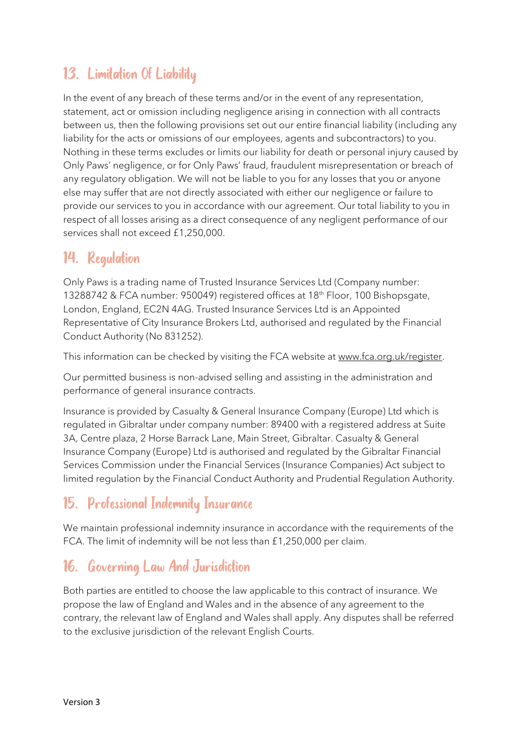## 13. Limitation Of Liability

In the event of any breach of these terms and/or in the event of any representation, statement, act or omission including negligence arising in connection with all contracts between us, then the following provisions set out our entire financial liability (including any liability for the acts or omissions of our employees, agents and subcontractors) to you. Nothing in these terms excludes or limits our liability for death or personal injury caused by Only Paws' negligence, or for Only Paws' fraud, fraudulent misrepresentation or breach of any regulatory obligation. We will not be liable to you for any losses that you or anyone else may suffer that are not directly associated with either our negligence or failure to provide our services to you in accordance with our agreement. Our total liability to you in respect of all losses arising as a direct consequence of any negligent performance of our services shall not exceed £1,250,000.

## 14. Regulation

Only Paws is a trading name of Trusted Insurance Services Ltd (Company number: 13288742 & FCA number: 950049) registered offices at 18th Floor, 100 Bishopsgate, London, England, EC2N 4AG. Trusted Insurance Services Ltd is an Appointed Representative of City Insurance Brokers Ltd, authorised and regulated by the Financial Conduct Authority (No 831252).

This information can be checked by visiting the FCA website at www.fca.org.uk/register.

Our permitted business is non-advised selling and assisting in the administration and performance of general insurance contracts.

Insurance is provided by Casualty & General Insurance Company (Europe) Ltd which is regulated in Gibraltar under company number: 89400 with a registered address at Suite 3A, Centre plaza, 2 Horse Barrack Lane, Main Street, Gibraltar. Casualty & General Insurance Company (Europe) Ltd is authorised and regulated by the Gibraltar Financial Services Commission under the Financial Services (Insurance Companies) Act subject to limited regulation by the Financial Conduct Authority and Prudential Regulation Authority.

## 15. Professional Indemnity Insurance

We maintain professional indemnity insurance in accordance with the requirements of the FCA. The limit of indemnity will be not less than £1,250,000 per claim.

## 16. Governing Law And Jurisdiction

Both parties are entitled to choose the law applicable to this contract of insurance. We propose the law of England and Wales and in the absence of any agreement to the contrary, the relevant law of England and Wales shall apply. Any disputes shall be referred to the exclusive jurisdiction of the relevant English Courts.

Version 3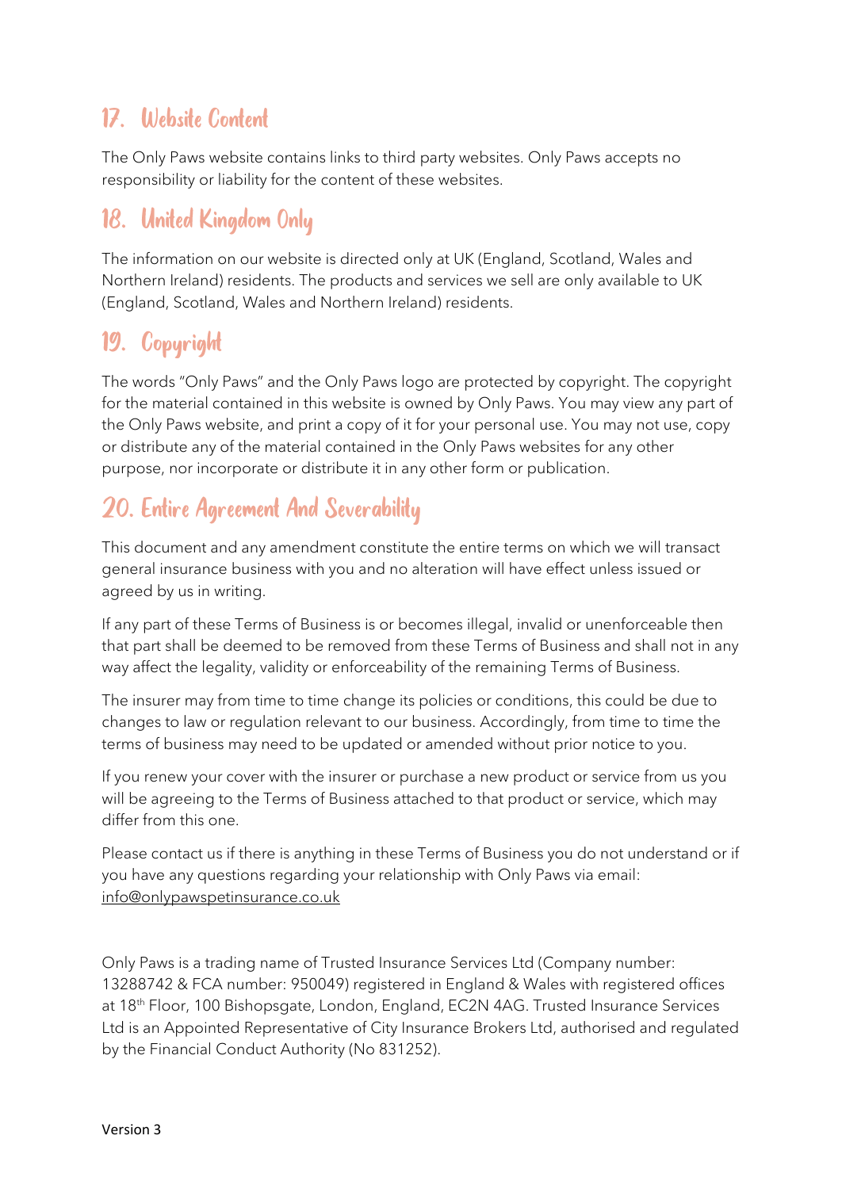## 17. Website Content

The Only Paws website contains links to third party websites. Only Paws accepts no responsibility or liability for the content of these websites.

## 18. United Kingdom Only

The information on our website is directed only at UK (England, Scotland, Wales and Northern Ireland) residents. The products and services we sell are only available to UK (England, Scotland, Wales and Northern Ireland) residents.

## 19. Copyright

The words "Only Paws" and the Only Paws logo are protected by copyright. The copyright for the material contained in this website is owned by Only Paws. You may view any part of the Only Paws website, and print a copy of it for your personal use. You may not use, copy or distribute any of the material contained in the Only Paws websites for any other purpose, nor incorporate or distribute it in any other form or publication.

## 20. Entire Agreement And Severability

This document and any amendment constitute the entire terms on which we will transact general insurance business with you and no alteration will have effect unless issued or agreed by us in writing.

If any part of these Terms of Business is or becomes illegal, invalid or unenforceable then that part shall be deemed to be removed from these Terms of Business and shall not in any way affect the legality, validity or enforceability of the remaining Terms of Business.

The insurer may from time to time change its policies or conditions, this could be due to changes to law or regulation relevant to our business. Accordingly, from time to time the terms of business may need to be updated or amended without prior notice to you.

If you renew your cover with the insurer or purchase a new product or service from us you will be agreeing to the Terms of Business attached to that product or service, which may differ from this one.

Please contact us if there is anything in these Terms of Business you do not understand or if you have any questions regarding your relationship with Only Paws via email: info@onlypawspetinsurance.co.uk

Only Paws is a trading name of Trusted Insurance Services Ltd (Company number: 13288742 & FCA number: 950049) registered in England & Wales with registered offices at 18th Floor, 100 Bishopsgate, London, England, EC2N 4AG. Trusted Insurance Services Ltd is an Appointed Representative of City Insurance Brokers Ltd, authorised and regulated by the Financial Conduct Authority (No 831252).

Version 3